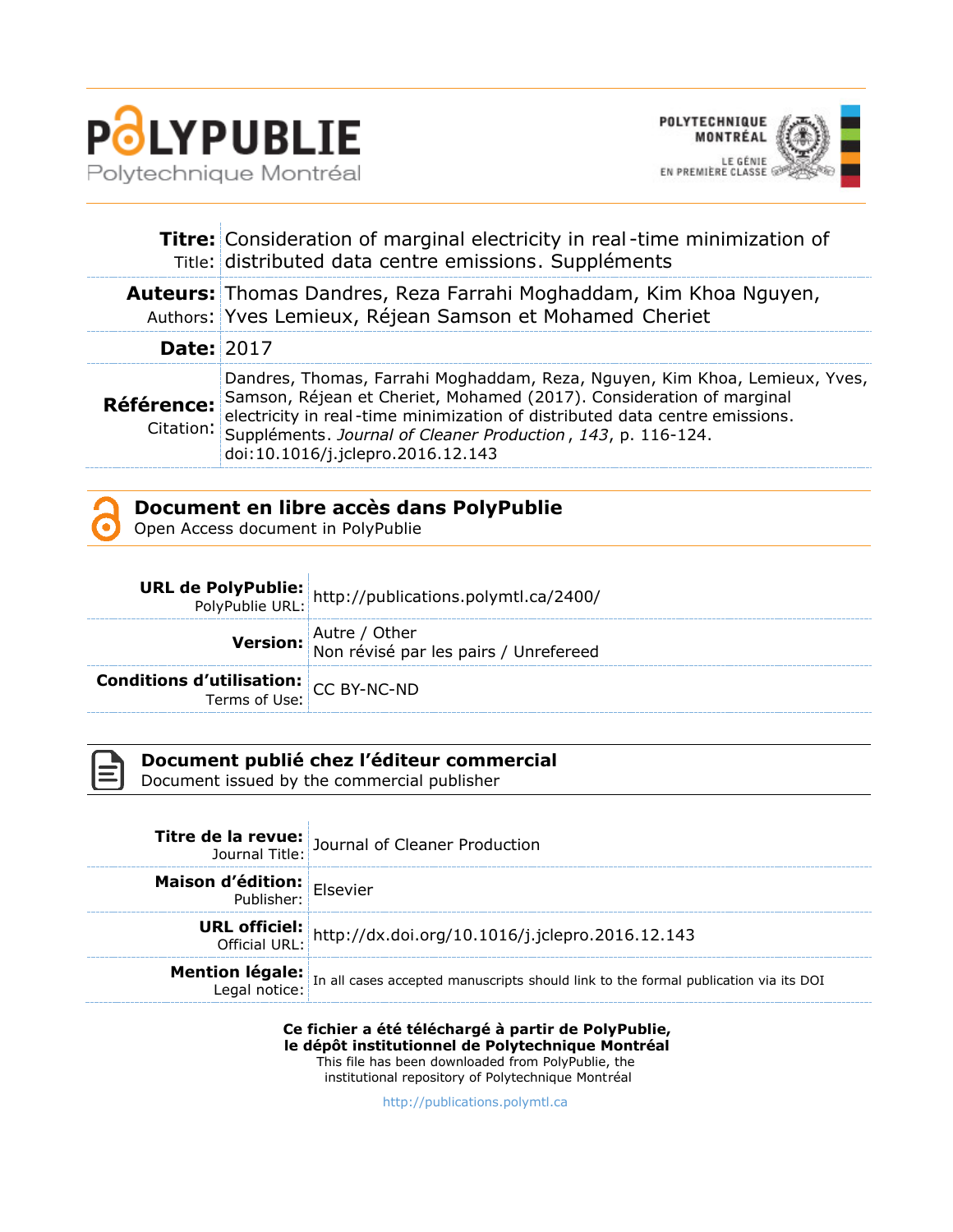# POLYPUBLIE

Polytechnique Montréal

POLYTECHNIQUE MONTRÉAL

LE GÉNIE EN PREMIÈRE CLASSE

| | |
|---|---|
| **Titre:** Title: | Consideration of marginal electricity in real-time minimization of distributed data centre emissions. Suppléments |
| **Auteurs:** Authors: | Thomas Dandres, Reza Farrahi Moghaddam, Kim Khoa Nguyen, Yves Lemieux, Réjean Samson et Mohamed Cheriet |
| **Date:** | 2017 |
| **Référence:** Citation: | Dandres, Thomas, Farrahi Moghaddam, Reza, Nguyen, Kim Khoa, Lemieux, Yves, Samson, Réjean et Cheriet, Mohamed (2017). Consideration of marginal electricity in real-time minimization of distributed data centre emissions. Suppléments. *Journal of Cleaner Production*, *143*, p. 116-124. doi:10.1016/j.jclepro.2016.12.143 |

## Document en libre accès dans PolyPublie

Open Access document in PolyPublie

| | |
|---|---|
| **URL de PolyPublie:** PolyPublie URL: | http://publications.polymtl.ca/2400/ |
| **Version:** | Autre / Other<br>Non révisé par les pairs / Unrefereed |
| **Conditions d'utilisation:** Terms of Use: | CC BY-NC-ND |

## Document publié chez l'éditeur commercial

Document issued by the commercial publisher

| | |
|---|---|
| **Titre de la revue:** Journal Title: | Journal of Cleaner Production |
| **Maison d'édition:** Publisher: | Elsevier |
| **URL officiel:** Official URL: | http://dx.doi.org/10.1016/j.jclepro.2016.12.143 |
| **Mention légale:** Legal notice: | In all cases accepted manuscripts should link to the formal publication via its DOI |

**Ce fichier a été téléchargé à partir de PolyPublie, le dépôt institutionnel de Polytechnique Montréal**

This file has been downloaded from PolyPublie, the institutional repository of Polytechnique Montréal

http://publications.polymtl.ca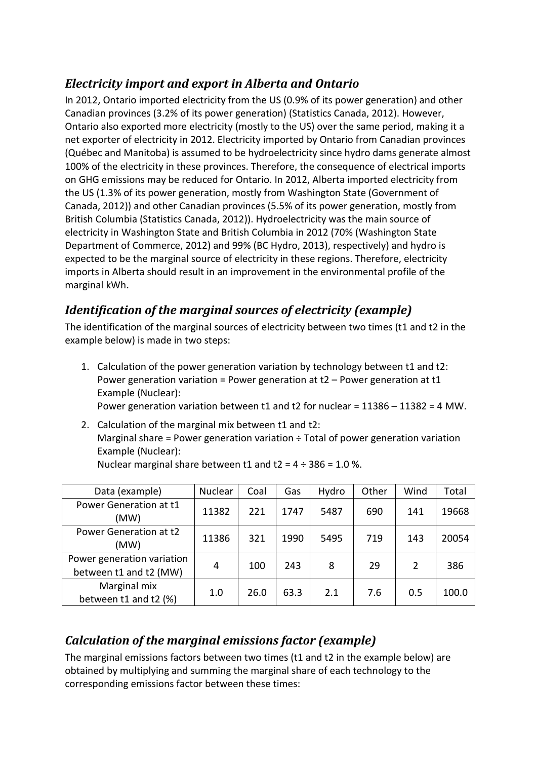## *Electricity import and export in Alberta and Ontario*

In 2012, Ontario imported electricity from the US (0.9% of its power generation) and other Canadian provinces (3.2% of its power generation) (Statistics Canada, 2012). However, Ontario also exported more electricity (mostly to the US) over the same period, making it a net exporter of electricity in 2012. Electricity imported by Ontario from Canadian provinces (Québec and Manitoba) is assumed to be hydroelectricity since hydro dams generate almost 100% of the electricity in these provinces. Therefore, the consequence of electrical imports on GHG emissions may be reduced for Ontario. In 2012, Alberta imported electricity from the US (1.3% of its power generation, mostly from Washington State (Government of Canada, 2012)) and other Canadian provinces (5.5% of its power generation, mostly from British Columbia (Statistics Canada, 2012)). Hydroelectricity was the main source of electricity in Washington State and British Columbia in 2012 (70% (Washington State Department of Commerce, 2012) and 99% (BC Hydro, 2013), respectively) and hydro is expected to be the marginal source of electricity in these regions. Therefore, electricity imports in Alberta should result in an improvement in the environmental profile of the marginal kWh.

## *Identification of the marginal sources of electricity (example)*

The identification of the marginal sources of electricity between two times (t1 and t2 in the example below) is made in two steps:

1. Calculation of the power generation variation by technology between t1 and t2:
   Power generation variation = Power generation at t2 – Power generation at t1
   Example (Nuclear):
   Power generation variation between t1 and t2 for nuclear = 11386 – 11382 = 4 MW.
2. Calculation of the marginal mix between t1 and t2:
   Marginal share = Power generation variation ÷ Total of power generation variation
   Example (Nuclear):
   Nuclear marginal share between t1 and t2 = 4 ÷ 386 = 1.0 %.

| Data (example) | Nuclear | Coal | Gas | Hydro | Other | Wind | Total |
|---|---|---|---|---|---|---|---|
| Power Generation at t1 (MW) | 11382 | 221 | 1747 | 5487 | 690 | 141 | 19668 |
| Power Generation at t2 (MW) | 11386 | 321 | 1990 | 5495 | 719 | 143 | 20054 |
| Power generation variation between t1 and t2 (MW) | 4 | 100 | 243 | 8 | 29 | 2 | 386 |
| Marginal mix between t1 and t2 (%) | 1.0 | 26.0 | 63.3 | 2.1 | 7.6 | 0.5 | 100.0 |

## *Calculation of the marginal emissions factor (example)*

The marginal emissions factors between two times (t1 and t2 in the example below) are obtained by multiplying and summing the marginal share of each technology to the corresponding emissions factor between these times: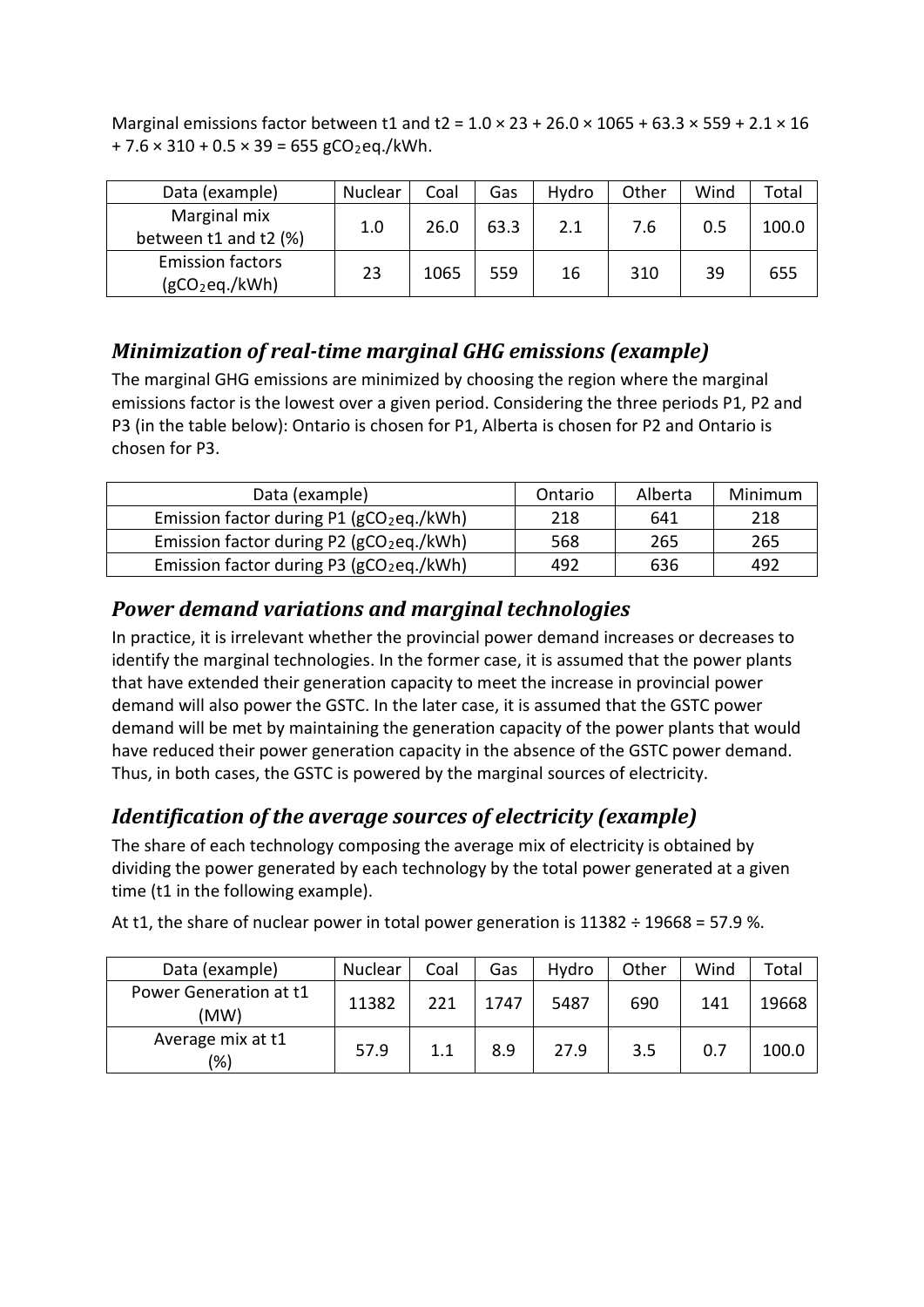Marginal emissions factor between t1 and t2 = 1.0 × 23 + 26.0 × 1065 + 63.3 × 559 + 2.1 × 16 + 7.6 × 310 + 0.5 × 39 = 655 $gCO_2$eq./kWh.

| Data (example) | Nuclear | Coal | Gas | Hydro | Other | Wind | Total |
|---|---|---|---|---|---|---|---|
| Marginal mix between t1 and t2 (%) | 1.0 | 26.0 | 63.3 | 2.1 | 7.6 | 0.5 | 100.0 |
| Emission factors ($gCO_2$eq./kWh) | 23 | 1065 | 559 | 16 | 310 | 39 | 655 |

## *Minimization of real-time marginal GHG emissions (example)*

The marginal GHG emissions are minimized by choosing the region where the marginal emissions factor is the lowest over a given period. Considering the three periods P1, P2 and P3 (in the table below): Ontario is chosen for P1, Alberta is chosen for P2 and Ontario is chosen for P3.

| Data (example) | Ontario | Alberta | Minimum |
|---|---|---|---|
| Emission factor during P1 ($gCO_2$eq./kWh) | 218 | 641 | 218 |
| Emission factor during P2 ($gCO_2$eq./kWh) | 568 | 265 | 265 |
| Emission factor during P3 ($gCO_2$eq./kWh) | 492 | 636 | 492 |

## *Power demand variations and marginal technologies*

In practice, it is irrelevant whether the provincial power demand increases or decreases to identify the marginal technologies. In the former case, it is assumed that the power plants that have extended their generation capacity to meet the increase in provincial power demand will also power the GSTC. In the later case, it is assumed that the GSTC power demand will be met by maintaining the generation capacity of the power plants that would have reduced their power generation capacity in the absence of the GSTC power demand. Thus, in both cases, the GSTC is powered by the marginal sources of electricity.

## *Identification of the average sources of electricity (example)*

The share of each technology composing the average mix of electricity is obtained by dividing the power generated by each technology by the total power generated at a given time (t1 in the following example).

At t1, the share of nuclear power in total power generation is 11382 ÷ 19668 = 57.9 %.

| Data (example) | Nuclear | Coal | Gas | Hydro | Other | Wind | Total |
|---|---|---|---|---|---|---|---|
| Power Generation at t1 (MW) | 11382 | 221 | 1747 | 5487 | 690 | 141 | 19668 |
| Average mix at t1 (%) | 57.9 | 1.1 | 8.9 | 27.9 | 3.5 | 0.7 | 100.0 |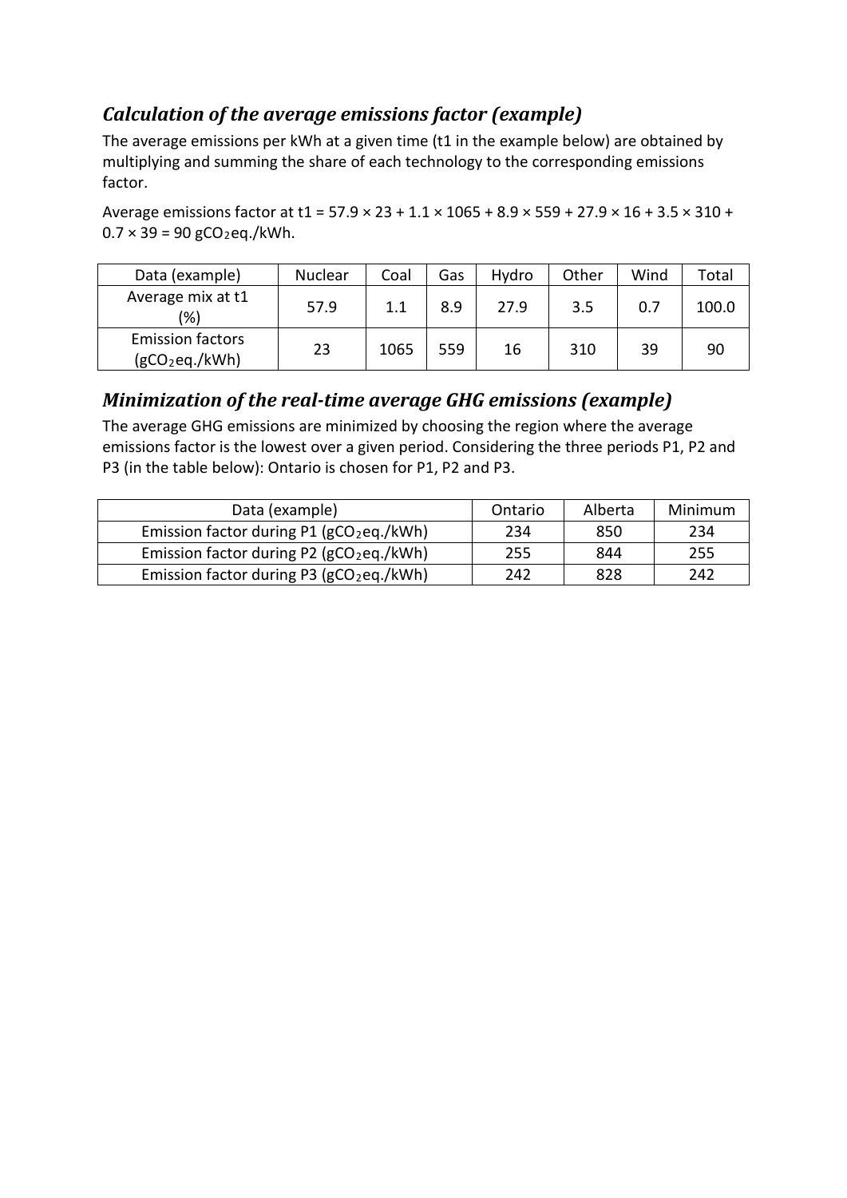## *Calculation of the average emissions factor (example)*

The average emissions per kWh at a given time (t1 in the example below) are obtained by multiplying and summing the share of each technology to the corresponding emissions factor.

Average emissions factor at t1 = 57.9 × 23 + 1.1 × 1065 + 8.9 × 559 + 27.9 × 16 + 3.5 × 310 + 0.7 × 39 = 90 $gCO_2eq./kWh$.

| Data (example) | Nuclear | Coal | Gas | Hydro | Other | Wind | Total |
|---|---|---|---|---|---|---|---|
| Average mix at t1 (%) | 57.9 | 1.1 | 8.9 | 27.9 | 3.5 | 0.7 | 100.0 |
| Emission factors ($gCO_2eq./kWh$) | 23 | 1065 | 559 | 16 | 310 | 39 | 90 |

## *Minimization of the real-time average GHG emissions (example)*

The average GHG emissions are minimized by choosing the region where the average emissions factor is the lowest over a given period. Considering the three periods P1, P2 and P3 (in the table below): Ontario is chosen for P1, P2 and P3.

| Data (example) | Ontario | Alberta | Minimum |
|---|---|---|---|
| Emission factor during P1 ($gCO_2eq./kWh$) | 234 | 850 | 234 |
| Emission factor during P2 ($gCO_2eq./kWh$) | 255 | 844 | 255 |
| Emission factor during P3 ($gCO_2eq./kWh$) | 242 | 828 | 242 |